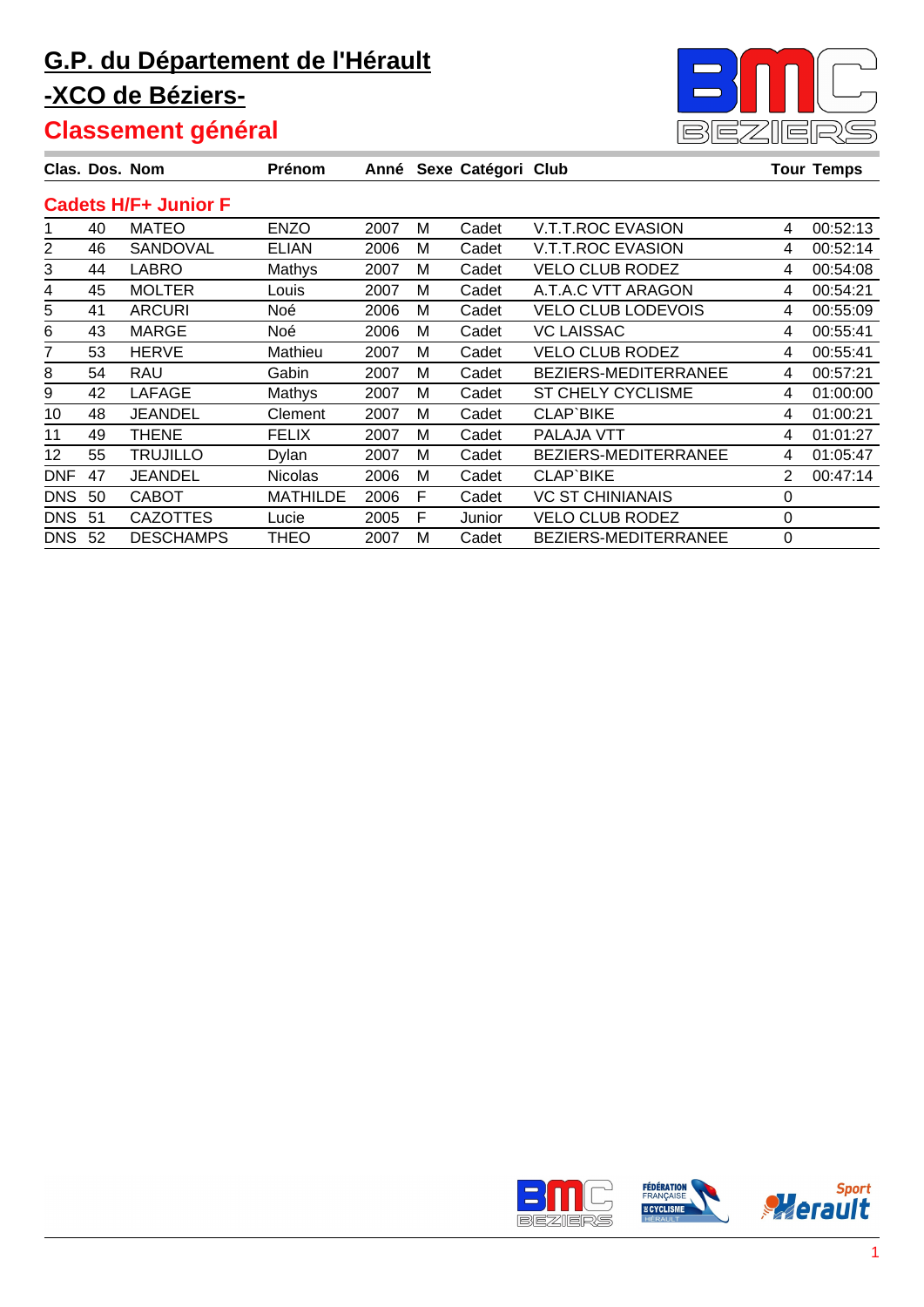# G.P. du Département de l'Hérault

## -XCO de Béziers-

## Classement général

| Clas. | Dos. | Nom | Prénom | Anné | Sexe | Catégori | Club | Tour | Temps |
|---|---|---|---|---|---|---|---|---|---|
| **Cadets H/F+ Junior F** | | | | | | | | | |
| 1 | 40 | MATEO | ENZO | 2007 | M | Cadet | V.T.T.ROC EVASION | 4 | 00:52:13 |
| 2 | 46 | SANDOVAL | ELIAN | 2006 | M | Cadet | V.T.T.ROC EVASION | 4 | 00:52:14 |
| 3 | 44 | LABRO | Mathys | 2007 | M | Cadet | VELO CLUB RODEZ | 4 | 00:54:08 |
| 4 | 45 | MOLTER | Louis | 2007 | M | Cadet | A.T.A.C VTT ARAGON | 4 | 00:54:21 |
| 5 | 41 | ARCURI | Noé | 2006 | M | Cadet | VELO CLUB LODEVOIS | 4 | 00:55:09 |
| 6 | 43 | MARGE | Noé | 2006 | M | Cadet | VC LAISSAC | 4 | 00:55:41 |
| 7 | 53 | HERVE | Mathieu | 2007 | M | Cadet | VELO CLUB RODEZ | 4 | 00:55:41 |
| 8 | 54 | RAU | Gabin | 2007 | M | Cadet | BEZIERS-MEDITERRANEE | 4 | 00:57:21 |
| 9 | 42 | LAFAGE | Mathys | 2007 | M | Cadet | ST CHELY CYCLISME | 4 | 01:00:00 |
| 10 | 48 | JEANDEL | Clement | 2007 | M | Cadet | CLAP`BIKE | 4 | 01:00:21 |
| 11 | 49 | THENE | FELIX | 2007 | M | Cadet | PALAJA VTT | 4 | 01:01:27 |
| 12 | 55 | TRUJILLO | Dylan | 2007 | M | Cadet | BEZIERS-MEDITERRANEE | 4 | 01:05:47 |
| DNF | 47 | JEANDEL | Nicolas | 2006 | M | Cadet | CLAP`BIKE | 2 | 00:47:14 |
| DNS | 50 | CABOT | MATHILDE | 2006 | F | Cadet | VC ST CHINIANAIS | 0 | |
| DNS | 51 | CAZOTTES | Lucie | 2005 | F | Junior | VELO CLUB RODEZ | 0 | |
| DNS | 52 | DESCHAMPS | THEO | 2007 | M | Cadet | BEZIERS-MEDITERRANEE | 0 | |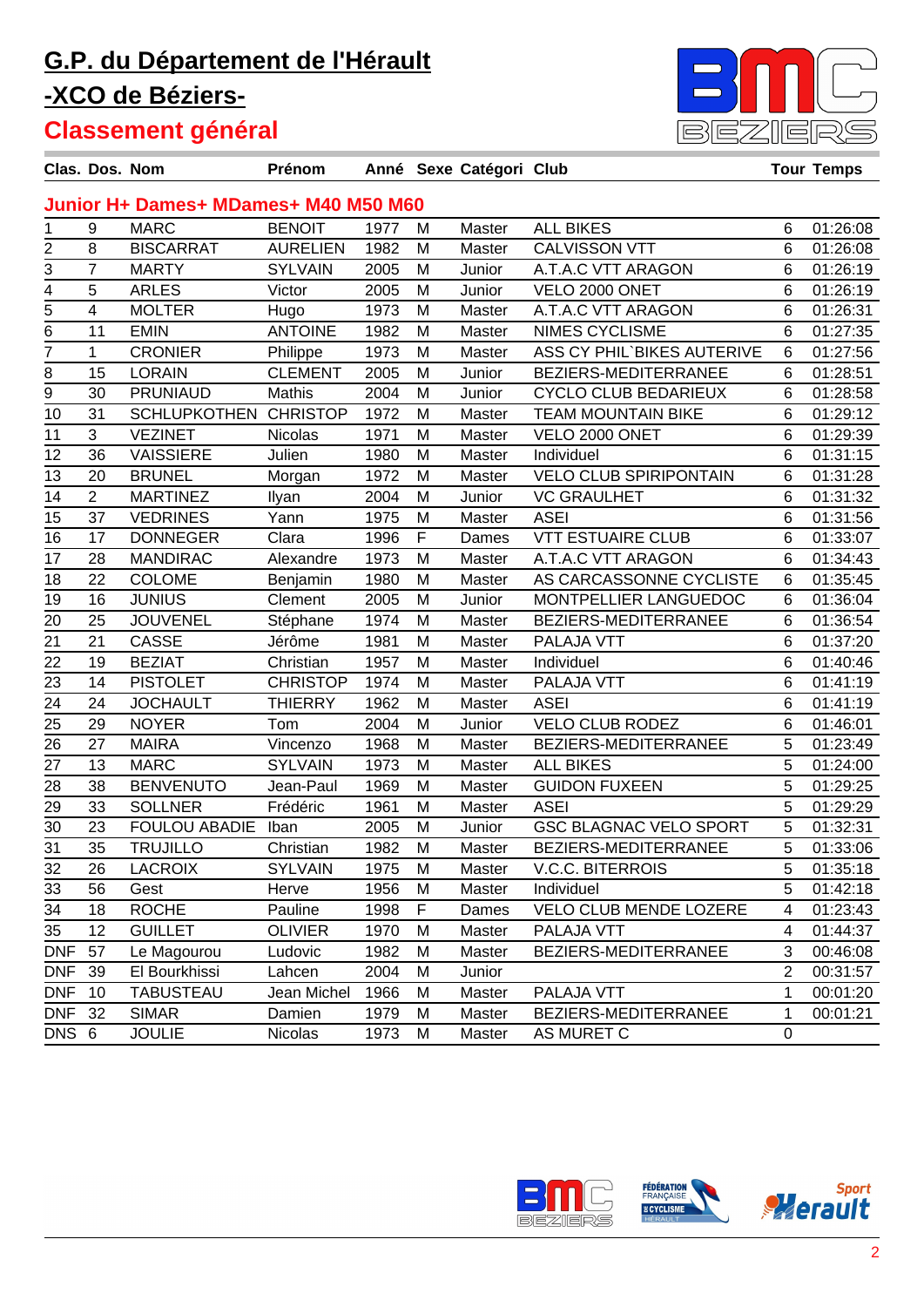# G.P. du Département de l'Hérault

## -XCO de Béziers-

## Classement général

| Clas. | Dos. | Nom | Prénom | Anné | Sexe | Catégori | Club | Tour | Temps |
|---|---|---|---|---|---|---|---|---|---|
| **Junior H+ Dames+ MDames+ M40 M50 M60** | | | | | | | | | |
| 1 | 9 | MARC | BENOIT | 1977 | M | Master | ALL BIKES | 6 | 01:26:08 |
| 2 | 8 | BISCARRAT | AURELIEN | 1982 | M | Master | CALVISSON VTT | 6 | 01:26:08 |
| 3 | 7 | MARTY | SYLVAIN | 2005 | M | Junior | A.T.A.C VTT ARAGON | 6 | 01:26:19 |
| 4 | 5 | ARLES | Victor | 2005 | M | Junior | VELO 2000 ONET | 6 | 01:26:19 |
| 5 | 4 | MOLTER | Hugo | 1973 | M | Master | A.T.A.C VTT ARAGON | 6 | 01:26:31 |
| 6 | 11 | EMIN | ANTOINE | 1982 | M | Master | NIMES CYCLISME | 6 | 01:27:35 |
| 7 | 1 | CRONIER | Philippe | 1973 | M | Master | ASS CY PHIL`BIKES AUTERIVE | 6 | 01:27:56 |
| 8 | 15 | LORAIN | CLEMENT | 2005 | M | Junior | BEZIERS-MEDITERRANEE | 6 | 01:28:51 |
| 9 | 30 | PRUNIAUD | Mathis | 2004 | M | Junior | CYCLO CLUB BEDARIEUX | 6 | 01:28:58 |
| 10 | 31 | SCHLUPKOTHEN | CHRISTOP | 1972 | M | Master | TEAM MOUNTAIN BIKE | 6 | 01:29:12 |
| 11 | 3 | VEZINET | Nicolas | 1971 | M | Master | VELO 2000 ONET | 6 | 01:29:39 |
| 12 | 36 | VAISSIERE | Julien | 1980 | M | Master | Individuel | 6 | 01:31:15 |
| 13 | 20 | BRUNEL | Morgan | 1972 | M | Master | VELO CLUB SPIRIPONTAIN | 6 | 01:31:28 |
| 14 | 2 | MARTINEZ | Ilyan | 2004 | M | Junior | VC GRAULHET | 6 | 01:31:32 |
| 15 | 37 | VEDRINES | Yann | 1975 | M | Master | ASEI | 6 | 01:31:56 |
| 16 | 17 | DONNEGER | Clara | 1996 | F | Dames | VTT ESTUAIRE CLUB | 6 | 01:33:07 |
| 17 | 28 | MANDIRAC | Alexandre | 1973 | M | Master | A.T.A.C VTT ARAGON | 6 | 01:34:43 |
| 18 | 22 | COLOME | Benjamin | 1980 | M | Master | AS CARCASSONNE CYCLISTE | 6 | 01:35:45 |
| 19 | 16 | JUNIUS | Clement | 2005 | M | Junior | MONTPELLIER LANGUEDOC | 6 | 01:36:04 |
| 20 | 25 | JOUVENEL | Stéphane | 1974 | M | Master | BEZIERS-MEDITERRANEE | 6 | 01:36:54 |
| 21 | 21 | CASSE | Jérôme | 1981 | M | Master | PALAJA VTT | 6 | 01:37:20 |
| 22 | 19 | BEZIAT | Christian | 1957 | M | Master | Individuel | 6 | 01:40:46 |
| 23 | 14 | PISTOLET | CHRISTOP | 1974 | M | Master | PALAJA VTT | 6 | 01:41:19 |
| 24 | 24 | JOCHAULT | THIERRY | 1962 | M | Master | ASEI | 6 | 01:41:19 |
| 25 | 29 | NOYER | Tom | 2004 | M | Junior | VELO CLUB RODEZ | 6 | 01:46:01 |
| 26 | 27 | MAIRA | Vincenzo | 1968 | M | Master | BEZIERS-MEDITERRANEE | 5 | 01:23:49 |
| 27 | 13 | MARC | SYLVAIN | 1973 | M | Master | ALL BIKES | 5 | 01:24:00 |
| 28 | 38 | BENVENUTO | Jean-Paul | 1969 | M | Master | GUIDON FUXEEN | 5 | 01:29:25 |
| 29 | 33 | SOLLNER | Frédéric | 1961 | M | Master | ASEI | 5 | 01:29:29 |
| 30 | 23 | FOULOU ABADIE | Iban | 2005 | M | Junior | GSC BLAGNAC VELO SPORT | 5 | 01:32:31 |
| 31 | 35 | TRUJILLO | Christian | 1982 | M | Master | BEZIERS-MEDITERRANEE | 5 | 01:33:06 |
| 32 | 26 | LACROIX | SYLVAIN | 1975 | M | Master | V.C.C. BITERROIS | 5 | 01:35:18 |
| 33 | 56 | Gest | Herve | 1956 | M | Master | Individuel | 5 | 01:42:18 |
| 34 | 18 | ROCHE | Pauline | 1998 | F | Dames | VELO CLUB MENDE LOZERE | 4 | 01:23:43 |
| 35 | 12 | GUILLET | OLIVIER | 1970 | M | Master | PALAJA VTT | 4 | 01:44:37 |
| DNF | 57 | Le Magourou | Ludovic | 1982 | M | Master | BEZIERS-MEDITERRANEE | 3 | 00:46:08 |
| DNF | 39 | El Bourkhissi | Lahcen | 2004 | M | Junior | | 2 | 00:31:57 |
| DNF | 10 | TABUSTEAU | Jean Michel | 1966 | M | Master | PALAJA VTT | 1 | 00:01:20 |
| DNF | 32 | SIMAR | Damien | 1979 | M | Master | BEZIERS-MEDITERRANEE | 1 | 00:01:21 |
| DNS | 6 | JOULIE | Nicolas | 1973 | M | Master | AS MURET C | 0 | |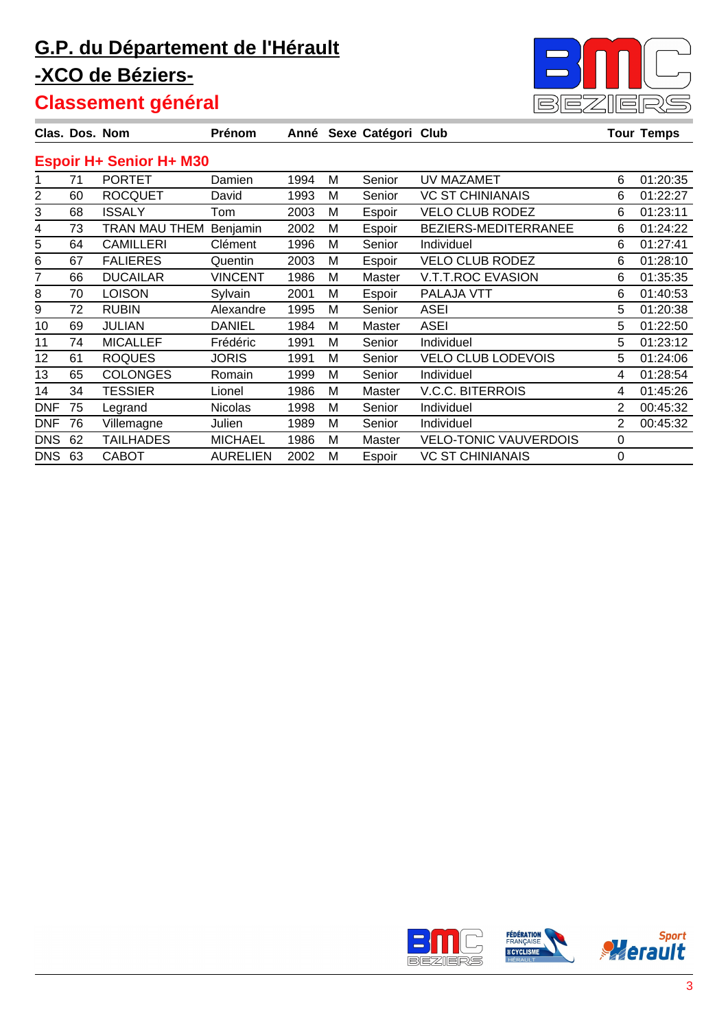# G.P. du Département de l'Hérault

## -XCO de Béziers-

## Classement général

| Clas. | Dos. | Nom | Prénom | Anné | Sexe | Catégori | Club | Tour | Temps |
|---|---|---|---|---|---|---|---|---|---|
| **Espoir H+ Senior H+ M30** | | | | | | | | | |
| 1 | 71 | PORTET | Damien | 1994 | M | Senior | UV MAZAMET | 6 | 01:20:35 |
| 2 | 60 | ROCQUET | David | 1993 | M | Senior | VC ST CHINIANAIS | 6 | 01:22:27 |
| 3 | 68 | ISSALY | Tom | 2003 | M | Espoir | VELO CLUB RODEZ | 6 | 01:23:11 |
| 4 | 73 | TRAN MAU THEM | Benjamin | 2002 | M | Espoir | BEZIERS-MEDITERRANEE | 6 | 01:24:22 |
| 5 | 64 | CAMILLERI | Clément | 1996 | M | Senior | Individuel | 6 | 01:27:41 |
| 6 | 67 | FALIERES | Quentin | 2003 | M | Espoir | VELO CLUB RODEZ | 6 | 01:28:10 |
| 7 | 66 | DUCAILAR | VINCENT | 1986 | M | Master | V.T.T.ROC EVASION | 6 | 01:35:35 |
| 8 | 70 | LOISON | Sylvain | 2001 | M | Espoir | PALAJA VTT | 6 | 01:40:53 |
| 9 | 72 | RUBIN | Alexandre | 1995 | M | Senior | ASEI | 5 | 01:20:38 |
| 10 | 69 | JULIAN | DANIEL | 1984 | M | Master | ASEI | 5 | 01:22:50 |
| 11 | 74 | MICALLEF | Frédéric | 1991 | M | Senior | Individuel | 5 | 01:23:12 |
| 12 | 61 | ROQUES | JORIS | 1991 | M | Senior | VELO CLUB LODEVOIS | 5 | 01:24:06 |
| 13 | 65 | COLONGES | Romain | 1999 | M | Senior | Individuel | 4 | 01:28:54 |
| 14 | 34 | TESSIER | Lionel | 1986 | M | Master | V.C.C. BITERROIS | 4 | 01:45:26 |
| DNF | 75 | Legrand | Nicolas | 1998 | M | Senior | Individuel | 2 | 00:45:32 |
| DNF | 76 | Villemagne | Julien | 1989 | M | Senior | Individuel | 2 | 00:45:32 |
| DNS | 62 | TAILHADES | MICHAEL | 1986 | M | Master | VELO-TONIC VAUVERDOIS | 0 | |
| DNS | 63 | CABOT | AURELIEN | 2002 | M | Espoir | VC ST CHINIANAIS | 0 | |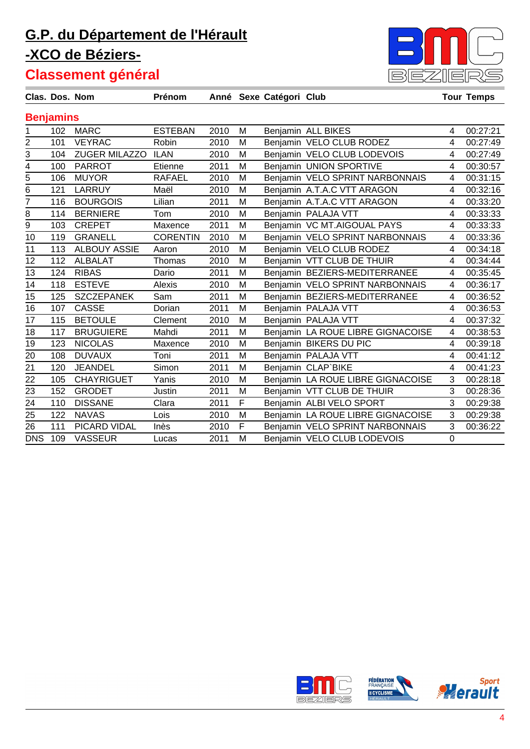# G.P. du Département de l'Hérault

# -XCO de Béziers-

## Classement général

| Clas. | Dos. | Nom | Prénom | Anné | Sexe | Catégori | Club | Tour | Temps |
|---|---|---|---|---|---|---|---|---|---|
| **Benjamins** | | | | | | | | | |
| 1 | 102 | MARC | ESTEBAN | 2010 | M | Benjamin | ALL BIKES | 4 | 00:27:21 |
| 2 | 101 | VEYRAC | Robin | 2010 | M | Benjamin | VELO CLUB RODEZ | 4 | 00:27:49 |
| 3 | 104 | ZUGER MILAZZO | ILAN | 2010 | M | Benjamin | VELO CLUB LODEVOIS | 4 | 00:27:49 |
| 4 | 100 | PARROT | Etienne | 2011 | M | Benjamin | UNION SPORTIVE | 4 | 00:30:57 |
| 5 | 106 | MUYOR | RAFAEL | 2010 | M | Benjamin | VELO SPRINT NARBONNAIS | 4 | 00:31:15 |
| 6 | 121 | LARRUY | Maël | 2010 | M | Benjamin | A.T.A.C VTT ARAGON | 4 | 00:32:16 |
| 7 | 116 | BOURGOIS | Lilian | 2011 | M | Benjamin | A.T.A.C VTT ARAGON | 4 | 00:33:20 |
| 8 | 114 | BERNIERE | Tom | 2010 | M | Benjamin | PALAJA VTT | 4 | 00:33:33 |
| 9 | 103 | CREPET | Maxence | 2011 | M | Benjamin | VC MT.AIGOUAL PAYS | 4 | 00:33:33 |
| 10 | 119 | GRANELL | CORENTIN | 2010 | M | Benjamin | VELO SPRINT NARBONNAIS | 4 | 00:33:36 |
| 11 | 113 | ALBOUY ASSIE | Aaron | 2010 | M | Benjamin | VELO CLUB RODEZ | 4 | 00:34:18 |
| 12 | 112 | ALBALAT | Thomas | 2010 | M | Benjamin | VTT CLUB DE THUIR | 4 | 00:34:44 |
| 13 | 124 | RIBAS | Dario | 2011 | M | Benjamin | BEZIERS-MEDITERRANEE | 4 | 00:35:45 |
| 14 | 118 | ESTEVE | Alexis | 2010 | M | Benjamin | VELO SPRINT NARBONNAIS | 4 | 00:36:17 |
| 15 | 125 | SZCZEPANEK | Sam | 2011 | M | Benjamin | BEZIERS-MEDITERRANEE | 4 | 00:36:52 |
| 16 | 107 | CASSE | Dorian | 2011 | M | Benjamin | PALAJA VTT | 4 | 00:36:53 |
| 17 | 115 | BETOULE | Clement | 2010 | M | Benjamin | PALAJA VTT | 4 | 00:37:32 |
| 18 | 117 | BRUGUIERE | Mahdi | 2011 | M | Benjamin | LA ROUE LIBRE GIGNACOISE | 4 | 00:38:53 |
| 19 | 123 | NICOLAS | Maxence | 2010 | M | Benjamin | BIKERS DU PIC | 4 | 00:39:18 |
| 20 | 108 | DUVAUX | Toni | 2011 | M | Benjamin | PALAJA VTT | 4 | 00:41:12 |
| 21 | 120 | JEANDEL | Simon | 2011 | M | Benjamin | CLAP`BIKE | 4 | 00:41:23 |
| 22 | 105 | CHAYRIGUET | Yanis | 2010 | M | Benjamin | LA ROUE LIBRE GIGNACOISE | 3 | 00:28:18 |
| 23 | 152 | GRODET | Justin | 2011 | M | Benjamin | VTT CLUB DE THUIR | 3 | 00:28:36 |
| 24 | 110 | DISSANE | Clara | 2011 | F | Benjamin | ALBI VELO SPORT | 3 | 00:29:38 |
| 25 | 122 | NAVAS | Lois | 2010 | M | Benjamin | LA ROUE LIBRE GIGNACOISE | 3 | 00:29:38 |
| 26 | 111 | PICARD VIDAL | Inès | 2010 | F | Benjamin | VELO SPRINT NARBONNAIS | 3 | 00:36:22 |
| DNS | 109 | VASSEUR | Lucas | 2011 | M | Benjamin | VELO CLUB LODEVOIS | 0 | |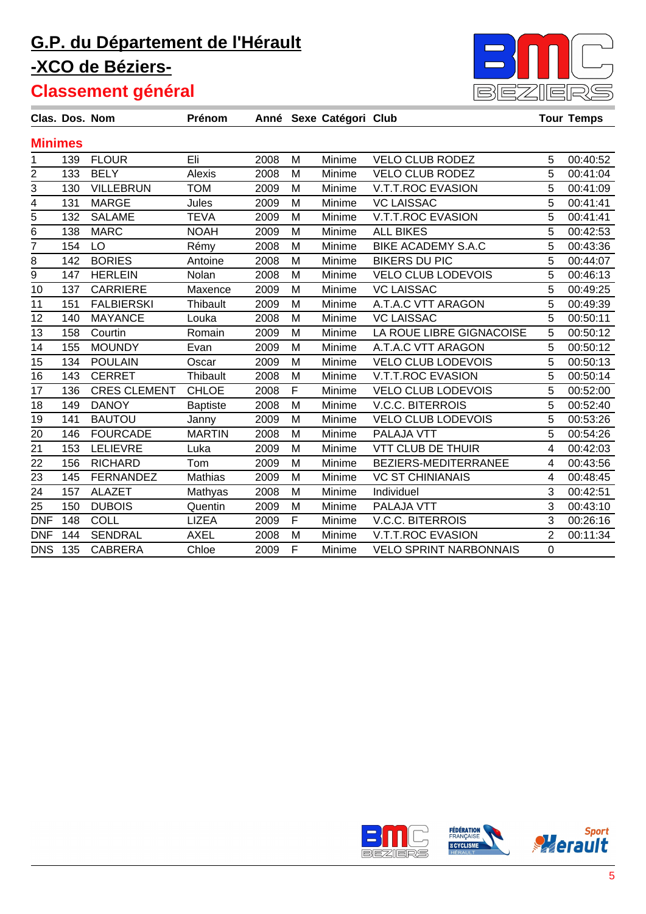# G.P. du Département de l'Hérault

# -XCO de Béziers-

## Classement général

| Clas. | Dos. | Nom | Prénom | Anné | Sexe | Catégori | Club | Tour | Temps |
|---|---|---|---|---|---|---|---|---|---|
| **Minimes** | | | | | | | | | |
| 1 | 139 | FLOUR | Eli | 2008 | M | Minime | VELO CLUB RODEZ | 5 | 00:40:52 |
| 2 | 133 | BELY | Alexis | 2008 | M | Minime | VELO CLUB RODEZ | 5 | 00:41:04 |
| 3 | 130 | VILLEBRUN | TOM | 2009 | M | Minime | V.T.T.ROC EVASION | 5 | 00:41:09 |
| 4 | 131 | MARGE | Jules | 2009 | M | Minime | VC LAISSAC | 5 | 00:41:41 |
| 5 | 132 | SALAME | TEVA | 2009 | M | Minime | V.T.T.ROC EVASION | 5 | 00:41:41 |
| 6 | 138 | MARC | NOAH | 2009 | M | Minime | ALL BIKES | 5 | 00:42:53 |
| 7 | 154 | LO | Rémy | 2008 | M | Minime | BIKE ACADEMY S.A.C | 5 | 00:43:36 |
| 8 | 142 | BORIES | Antoine | 2008 | M | Minime | BIKERS DU PIC | 5 | 00:44:07 |
| 9 | 147 | HERLEIN | Nolan | 2008 | M | Minime | VELO CLUB LODEVOIS | 5 | 00:46:13 |
| 10 | 137 | CARRIERE | Maxence | 2009 | M | Minime | VC LAISSAC | 5 | 00:49:25 |
| 11 | 151 | FALBIERSKI | Thibault | 2009 | M | Minime | A.T.A.C VTT ARAGON | 5 | 00:49:39 |
| 12 | 140 | MAYANCE | Louka | 2008 | M | Minime | VC LAISSAC | 5 | 00:50:11 |
| 13 | 158 | Courtin | Romain | 2009 | M | Minime | LA ROUE LIBRE GIGNACOISE | 5 | 00:50:12 |
| 14 | 155 | MOUNDY | Evan | 2009 | M | Minime | A.T.A.C VTT ARAGON | 5 | 00:50:12 |
| 15 | 134 | POULAIN | Oscar | 2009 | M | Minime | VELO CLUB LODEVOIS | 5 | 00:50:13 |
| 16 | 143 | CERRET | Thibault | 2008 | M | Minime | V.T.T.ROC EVASION | 5 | 00:50:14 |
| 17 | 136 | CRES CLEMENT | CHLOE | 2008 | F | Minime | VELO CLUB LODEVOIS | 5 | 00:52:00 |
| 18 | 149 | DANOY | Baptiste | 2008 | M | Minime | V.C.C. BITERROIS | 5 | 00:52:40 |
| 19 | 141 | BAUTOU | Janny | 2009 | M | Minime | VELO CLUB LODEVOIS | 5 | 00:53:26 |
| 20 | 146 | FOURCADE | MARTIN | 2008 | M | Minime | PALAJA VTT | 5 | 00:54:26 |
| 21 | 153 | LELIEVRE | Luka | 2009 | M | Minime | VTT CLUB DE THUIR | 4 | 00:42:03 |
| 22 | 156 | RICHARD | Tom | 2009 | M | Minime | BEZIERS-MEDITERRANEE | 4 | 00:43:56 |
| 23 | 145 | FERNANDEZ | Mathias | 2009 | M | Minime | VC ST CHINIANAIS | 4 | 00:48:45 |
| 24 | 157 | ALAZET | Mathyas | 2008 | M | Minime | Individuel | 3 | 00:42:51 |
| 25 | 150 | DUBOIS | Quentin | 2009 | M | Minime | PALAJA VTT | 3 | 00:43:10 |
| DNF | 148 | COLL | LIZEA | 2009 | F | Minime | V.C.C. BITERROIS | 3 | 00:26:16 |
| DNF | 144 | SENDRAL | AXEL | 2008 | M | Minime | V.T.T.ROC EVASION | 2 | 00:11:34 |
| DNS | 135 | CABRERA | Chloe | 2009 | F | Minime | VELO SPRINT NARBONNAIS | 0 | |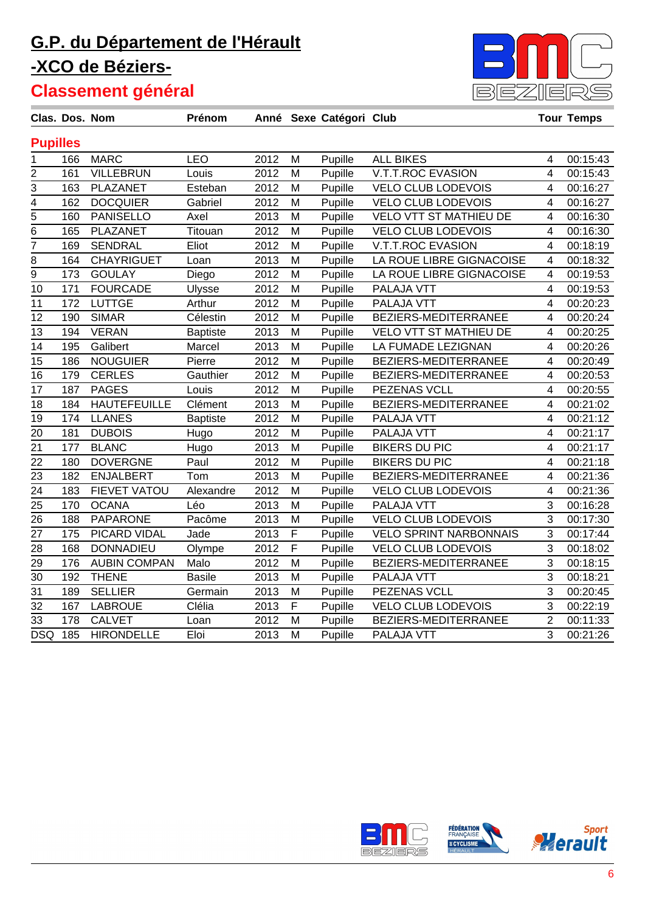# G.P. du Département de l'Hérault

# -XCO de Béziers-

## Classement général

| Clas. | Dos. | Nom | Prénom | Anné | Sexe | Catégori | Club | Tour | Temps |
|---|---|---|---|---|---|---|---|---|---|
| **Pupilles** | | | | | | | | | |
| 1 | 166 | MARC | LEO | 2012 | M | Pupille | ALL BIKES | 4 | 00:15:43 |
| 2 | 161 | VILLEBRUN | Louis | 2012 | M | Pupille | V.T.T.ROC EVASION | 4 | 00:15:43 |
| 3 | 163 | PLAZANET | Esteban | 2012 | M | Pupille | VELO CLUB LODEVOIS | 4 | 00:16:27 |
| 4 | 162 | DOCQUIER | Gabriel | 2012 | M | Pupille | VELO CLUB LODEVOIS | 4 | 00:16:27 |
| 5 | 160 | PANISELLO | Axel | 2013 | M | Pupille | VELO VTT ST MATHIEU DE | 4 | 00:16:30 |
| 6 | 165 | PLAZANET | Titouan | 2012 | M | Pupille | VELO CLUB LODEVOIS | 4 | 00:16:30 |
| 7 | 169 | SENDRAL | Eliot | 2012 | M | Pupille | V.T.T.ROC EVASION | 4 | 00:18:19 |
| 8 | 164 | CHAYRIGUET | Loan | 2013 | M | Pupille | LA ROUE LIBRE GIGNACOISE | 4 | 00:18:32 |
| 9 | 173 | GOULAY | Diego | 2012 | M | Pupille | LA ROUE LIBRE GIGNACOISE | 4 | 00:19:53 |
| 10 | 171 | FOURCADE | Ulysse | 2012 | M | Pupille | PALAJA VTT | 4 | 00:19:53 |
| 11 | 172 | LUTTGE | Arthur | 2012 | M | Pupille | PALAJA VTT | 4 | 00:20:23 |
| 12 | 190 | SIMAR | Célestin | 2012 | M | Pupille | BEZIERS-MEDITERRANEE | 4 | 00:20:24 |
| 13 | 194 | VERAN | Baptiste | 2013 | M | Pupille | VELO VTT ST MATHIEU DE | 4 | 00:20:25 |
| 14 | 195 | Galibert | Marcel | 2013 | M | Pupille | LA FUMADE LEZIGNAN | 4 | 00:20:26 |
| 15 | 186 | NOUGUIER | Pierre | 2012 | M | Pupille | BEZIERS-MEDITERRANEE | 4 | 00:20:49 |
| 16 | 179 | CERLES | Gauthier | 2012 | M | Pupille | BEZIERS-MEDITERRANEE | 4 | 00:20:53 |
| 17 | 187 | PAGES | Louis | 2012 | M | Pupille | PEZENAS VCLL | 4 | 00:20:55 |
| 18 | 184 | HAUTEFEUILLE | Clément | 2013 | M | Pupille | BEZIERS-MEDITERRANEE | 4 | 00:21:02 |
| 19 | 174 | LLANES | Baptiste | 2012 | M | Pupille | PALAJA VTT | 4 | 00:21:12 |
| 20 | 181 | DUBOIS | Hugo | 2012 | M | Pupille | PALAJA VTT | 4 | 00:21:17 |
| 21 | 177 | BLANC | Hugo | 2013 | M | Pupille | BIKERS DU PIC | 4 | 00:21:17 |
| 22 | 180 | DOVERGNE | Paul | 2012 | M | Pupille | BIKERS DU PIC | 4 | 00:21:18 |
| 23 | 182 | ENJALBERT | Tom | 2013 | M | Pupille | BEZIERS-MEDITERRANEE | 4 | 00:21:36 |
| 24 | 183 | FIEVET VATOU | Alexandre | 2012 | M | Pupille | VELO CLUB LODEVOIS | 4 | 00:21:36 |
| 25 | 170 | OCANA | Léo | 2013 | M | Pupille | PALAJA VTT | 3 | 00:16:28 |
| 26 | 188 | PAPARONE | Pacôme | 2013 | M | Pupille | VELO CLUB LODEVOIS | 3 | 00:17:30 |
| 27 | 175 | PICARD VIDAL | Jade | 2013 | F | Pupille | VELO SPRINT NARBONNAIS | 3 | 00:17:44 |
| 28 | 168 | DONNADIEU | Olympe | 2012 | F | Pupille | VELO CLUB LODEVOIS | 3 | 00:18:02 |
| 29 | 176 | AUBIN COMPAN | Malo | 2012 | M | Pupille | BEZIERS-MEDITERRANEE | 3 | 00:18:15 |
| 30 | 192 | THENE | Basile | 2013 | M | Pupille | PALAJA VTT | 3 | 00:18:21 |
| 31 | 189 | SELLIER | Germain | 2013 | M | Pupille | PEZENAS VCLL | 3 | 00:20:45 |
| 32 | 167 | LABROUE | Clélia | 2013 | F | Pupille | VELO CLUB LODEVOIS | 3 | 00:22:19 |
| 33 | 178 | CALVET | Loan | 2012 | M | Pupille | BEZIERS-MEDITERRANEE | 2 | 00:11:33 |
| DSQ | 185 | HIRONDELLE | Eloi | 2013 | M | Pupille | PALAJA VTT | 3 | 00:21:26 |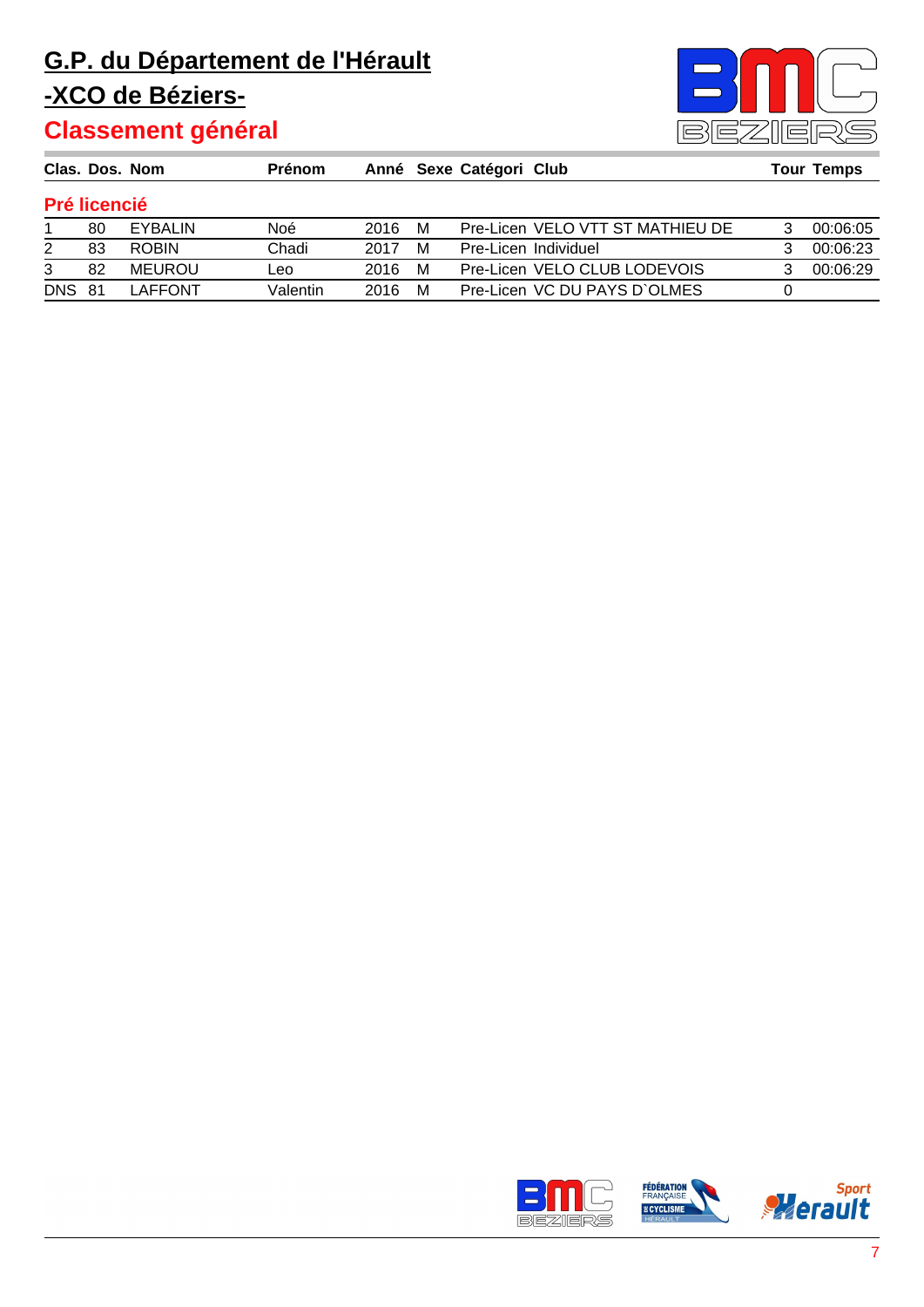# G.P. du Département de l'Hérault

## -XCO de Béziers-

## Classement général

| Clas. | Dos. | Nom | Prénom | Anné | Sexe | Catégori | Club | Tour | Temps |
|---|---|---|---|---|---|---|---|---|---|
| **Pré licencié** | | | | | | | | | |
| 1 | 80 | EYBALIN | Noé | 2016 | M | Pre-Licen | VELO VTT ST MATHIEU DE | 3 | 00:06:05 |
| 2 | 83 | ROBIN | Chadi | 2017 | M | Pre-Licen | Individuel | 3 | 00:06:23 |
| 3 | 82 | MEUROU | Leo | 2016 | M | Pre-Licen | VELO CLUB LODEVOIS | 3 | 00:06:29 |
| DNS | 81 | LAFFONT | Valentin | 2016 | M | Pre-Licen | VC DU PAYS D`OLMES | 0 | |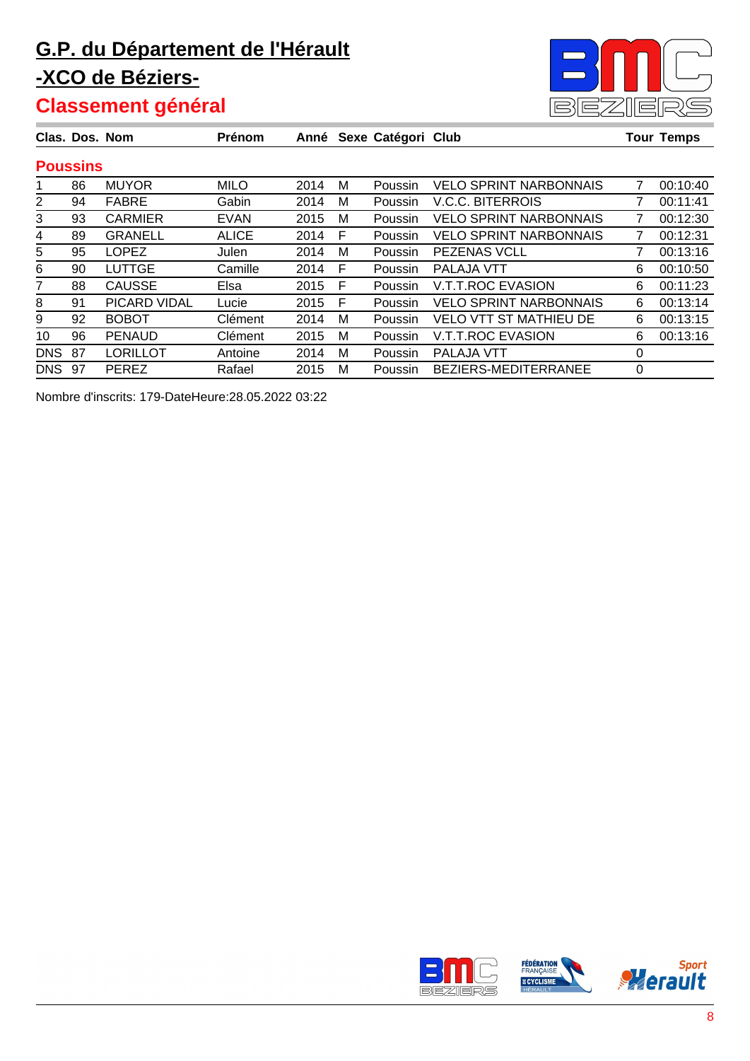# G.P. du Département de l'Hérault

# -XCO de Béziers-

## Classement général

| Clas. | Dos. | Nom | Prénom | Anné | Sexe | Catégori | Club | Tour | Temps |
|---|---|---|---|---|---|---|---|---|---|
| **Poussins** | | | | | | | | | |
| 1 | 86 | MUYOR | MILO | 2014 | M | Poussin | VELO SPRINT NARBONNAIS | 7 | 00:10:40 |
| 2 | 94 | FABRE | Gabin | 2014 | M | Poussin | V.C.C. BITERROIS | 7 | 00:11:41 |
| 3 | 93 | CARMIER | EVAN | 2015 | M | Poussin | VELO SPRINT NARBONNAIS | 7 | 00:12:30 |
| 4 | 89 | GRANELL | ALICE | 2014 | F | Poussin | VELO SPRINT NARBONNAIS | 7 | 00:12:31 |
| 5 | 95 | LOPEZ | Julen | 2014 | M | Poussin | PEZENAS VCLL | 7 | 00:13:16 |
| 6 | 90 | LUTTGE | Camille | 2014 | F | Poussin | PALAJA VTT | 6 | 00:10:50 |
| 7 | 88 | CAUSSE | Elsa | 2015 | F | Poussin | V.T.T.ROC EVASION | 6 | 00:11:23 |
| 8 | 91 | PICARD VIDAL | Lucie | 2015 | F | Poussin | VELO SPRINT NARBONNAIS | 6 | 00:13:14 |
| 9 | 92 | BOBOT | Clément | 2014 | M | Poussin | VELO VTT ST MATHIEU DE | 6 | 00:13:15 |
| 10 | 96 | PENAUD | Clément | 2015 | M | Poussin | V.T.T.ROC EVASION | 6 | 00:13:16 |
| DNS | 87 | LORILLOT | Antoine | 2014 | M | Poussin | PALAJA VTT | 0 | |
| DNS | 97 | PEREZ | Rafael | 2015 | M | Poussin | BEZIERS-MEDITERRANEE | 0 | |

Nombre d'inscrits: 179-DateHeure:28.05.2022 03:22